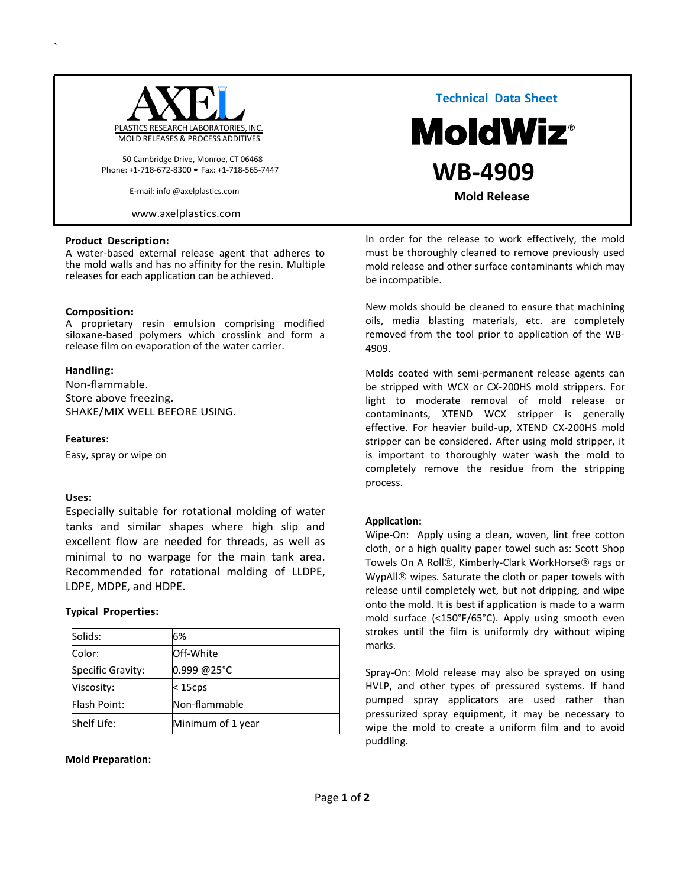AXEL PLASTICS RESEARCH LABORATORIES, INC.
MOLD RELEASES & PROCESS ADDITIVES

50 Cambridge Drive, Monroe, CT 06468
Phone: +1-718-672-8300 • Fax: +1-718-565-7447

E-mail: info @axelplastics.com

www.axelplastics.com

# Technical Data Sheet

# MoldWiz®

# WB-4909

## Mold Release

**Product Description:**
A water-based external release agent that adheres to the mold walls and has no affinity for the resin. Multiple releases for each application can be achieved.

**Composition:**
A proprietary resin emulsion comprising modified siloxane-based polymers which crosslink and form a release film on evaporation of the water carrier.

**Handling:**
Non-flammable.
Store above freezing.
SHAKE/MIX WELL BEFORE USING.

**Features:**

Easy, spray or wipe on

**Uses:**

Especially suitable for rotational molding of water tanks and similar shapes where high slip and excellent flow are needed for threads, as well as minimal to no warpage for the main tank area. Recommended for rotational molding of LLDPE, LDPE, MDPE, and HDPE.

**Typical Properties:**

| | |
|---|---|
| Solids: | 6% |
| Color: | Off-White |
| Specific Gravity: | 0.999 @25°C |
| Viscosity: | < 15cps |
| Flash Point: | Non-flammable |
| Shelf Life: | Minimum of 1 year |

**Mold Preparation:**

In order for the release to work effectively, the mold must be thoroughly cleaned to remove previously used mold release and other surface contaminants which may be incompatible.

New molds should be cleaned to ensure that machining oils, media blasting materials, etc. are completely removed from the tool prior to application of the WB-4909.

Molds coated with semi-permanent release agents can be stripped with WCX or CX-200HS mold strippers. For light to moderate removal of mold release or contaminants, XTEND WCX stripper is generally effective. For heavier build-up, XTEND CX-200HS mold stripper can be considered. After using mold stripper, it is important to thoroughly water wash the mold to completely remove the residue from the stripping process.

**Application:**
Wipe-On: Apply using a clean, woven, lint free cotton cloth, or a high quality paper towel such as: Scott Shop Towels On A Roll®, Kimberly-Clark WorkHorse® rags or WypAll® wipes. Saturate the cloth or paper towels with release until completely wet, but not dripping, and wipe onto the mold. It is best if application is made to a warm mold surface (<150°F/65°C). Apply using smooth even strokes until the film is uniformly dry without wiping marks.

Spray-On: Mold release may also be sprayed on using HVLP, and other types of pressured systems. If hand pumped spray applicators are used rather than pressurized spray equipment, it may be necessary to wipe the mold to create a uniform film and to avoid puddling.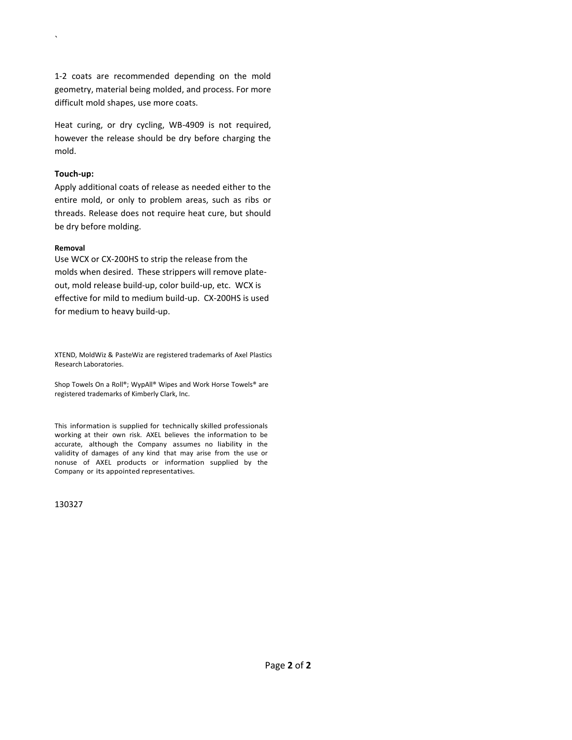1-2 coats are recommended depending on the mold geometry, material being molded, and process. For more difficult mold shapes, use more coats.

Heat curing, or dry cycling, WB-4909 is not required, however the release should be dry before charging the mold.

**Touch-up:**

Apply additional coats of release as needed either to the entire mold, or only to problem areas, such as ribs or threads. Release does not require heat cure, but should be dry before molding.

**Removal**

Use WCX or CX-200HS to strip the release from the molds when desired. These strippers will remove plate-out, mold release build-up, color build-up, etc. WCX is effective for mild to medium build-up. CX-200HS is used for medium to heavy build-up.

XTEND, MoldWiz & PasteWiz are registered trademarks of Axel Plastics Research Laboratories.

Shop Towels On a Roll®; WypAll® Wipes and Work Horse Towels® are registered trademarks of Kimberly Clark, Inc.

This information is supplied for technically skilled professionals working at their own risk. AXEL believes the information to be accurate, although the Company assumes no liability in the validity of damages of any kind that may arise from the use or nonuse of AXEL products or information supplied by the Company or its appointed representatives.

130327